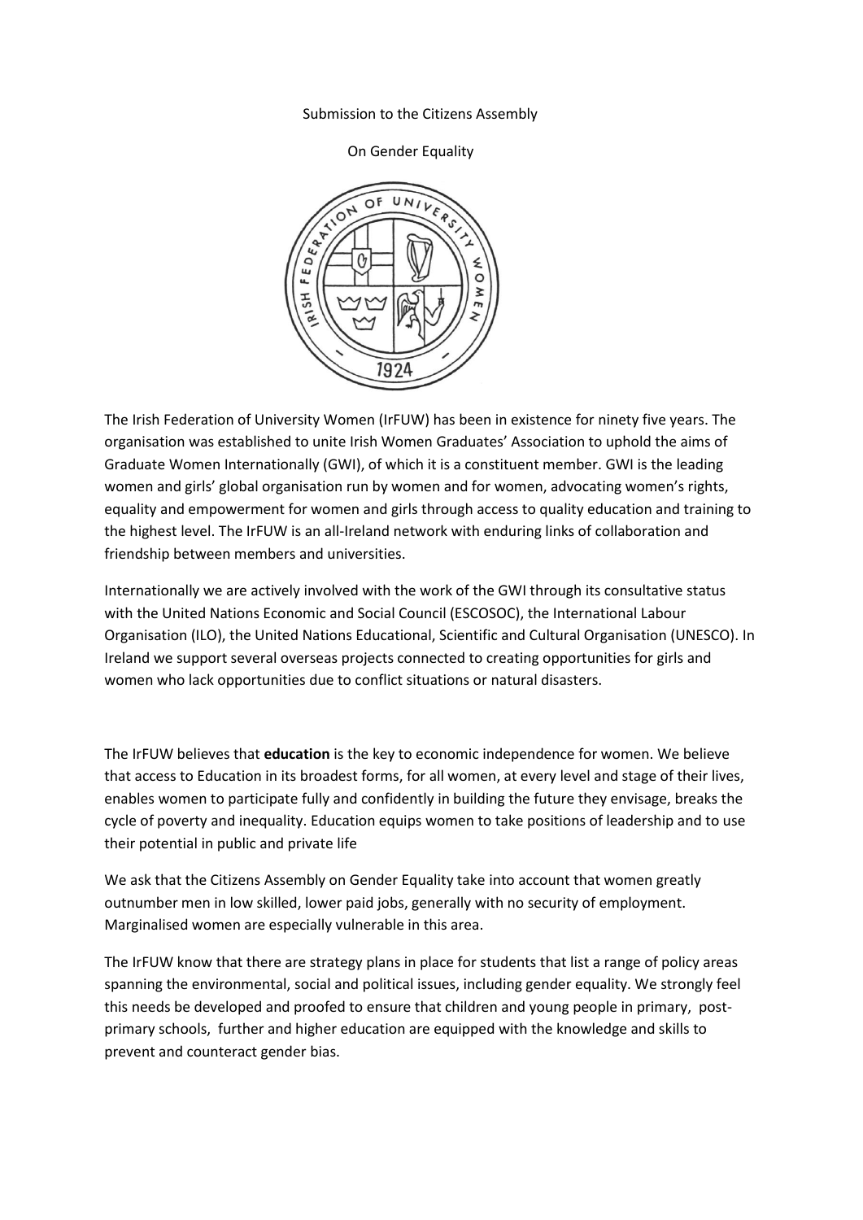Submission to the Citizens Assembly

On Gender Equality

The Irish Federation of University Women (IrFUW) has been in existence for ninety five years. The organisation was established to unite Irish Women Graduates' Association to uphold the aims of Graduate Women Internationally (GWI), of which it is a constituent member. GWI is the leading women and girls' global organisation run by women and for women, advocating women's rights, equality and empowerment for women and girls through access to quality education and training to the highest level. The IrFUW is an all-Ireland network with enduring links of collaboration and friendship between members and universities.

Internationally we are actively involved with the work of the GWI through its consultative status with the United Nations Economic and Social Council (ESCOSOC), the International Labour Organisation (ILO), the United Nations Educational, Scientific and Cultural Organisation (UNESCO). In Ireland we support several overseas projects connected to creating opportunities for girls and women who lack opportunities due to conflict situations or natural disasters.

The IrFUW believes that **education** is the key to economic independence for women. We believe that access to Education in its broadest forms, for all women, at every level and stage of their lives, enables women to participate fully and confidently in building the future they envisage, breaks the cycle of poverty and inequality. Education equips women to take positions of leadership and to use their potential in public and private life

We ask that the Citizens Assembly on Gender Equality take into account that women greatly outnumber men in low skilled, lower paid jobs, generally with no security of employment. Marginalised women are especially vulnerable in this area.

The IrFUW know that there are strategy plans in place for students that list a range of policy areas spanning the environmental, social and political issues, including gender equality. We strongly feel this needs be developed and proofed to ensure that children and young people in primary, post-primary schools, further and higher education are equipped with the knowledge and skills to prevent and counteract gender bias.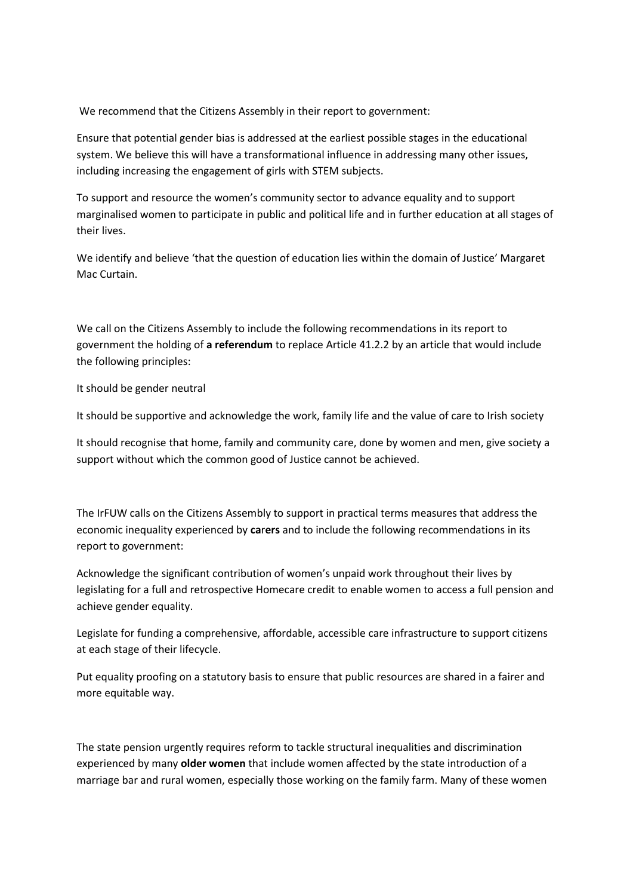We recommend that the Citizens Assembly in their report to government:

Ensure that potential gender bias is addressed at the earliest possible stages in the educational system. We believe this will have a transformational influence in addressing many other issues, including increasing the engagement of girls with STEM subjects.

To support and resource the women's community sector to advance equality and to support marginalised women to participate in public and political life and in further education at all stages of their lives.

We identify and believe 'that the question of education lies within the domain of Justice' Margaret Mac Curtain.

We call on the Citizens Assembly to include the following recommendations in its report to government the holding of **a referendum** to replace Article 41.2.2 by an article that would include the following principles:

It should be gender neutral

It should be supportive and acknowledge the work, family life and the value of care to Irish society

It should recognise that home, family and community care, done by women and men, give society a support without which the common good of Justice cannot be achieved.

The IrFUW calls on the Citizens Assembly to support in practical terms measures that address the economic inequality experienced by **carers** and to include the following recommendations in its report to government:

Acknowledge the significant contribution of women's unpaid work throughout their lives by legislating for a full and retrospective Homecare credit to enable women to access a full pension and achieve gender equality.

Legislate for funding a comprehensive, affordable, accessible care infrastructure to support citizens at each stage of their lifecycle.

Put equality proofing on a statutory basis to ensure that public resources are shared in a fairer and more equitable way.

The state pension urgently requires reform to tackle structural inequalities and discrimination experienced by many **older women** that include women affected by the state introduction of a marriage bar and rural women, especially those working on the family farm. Many of these women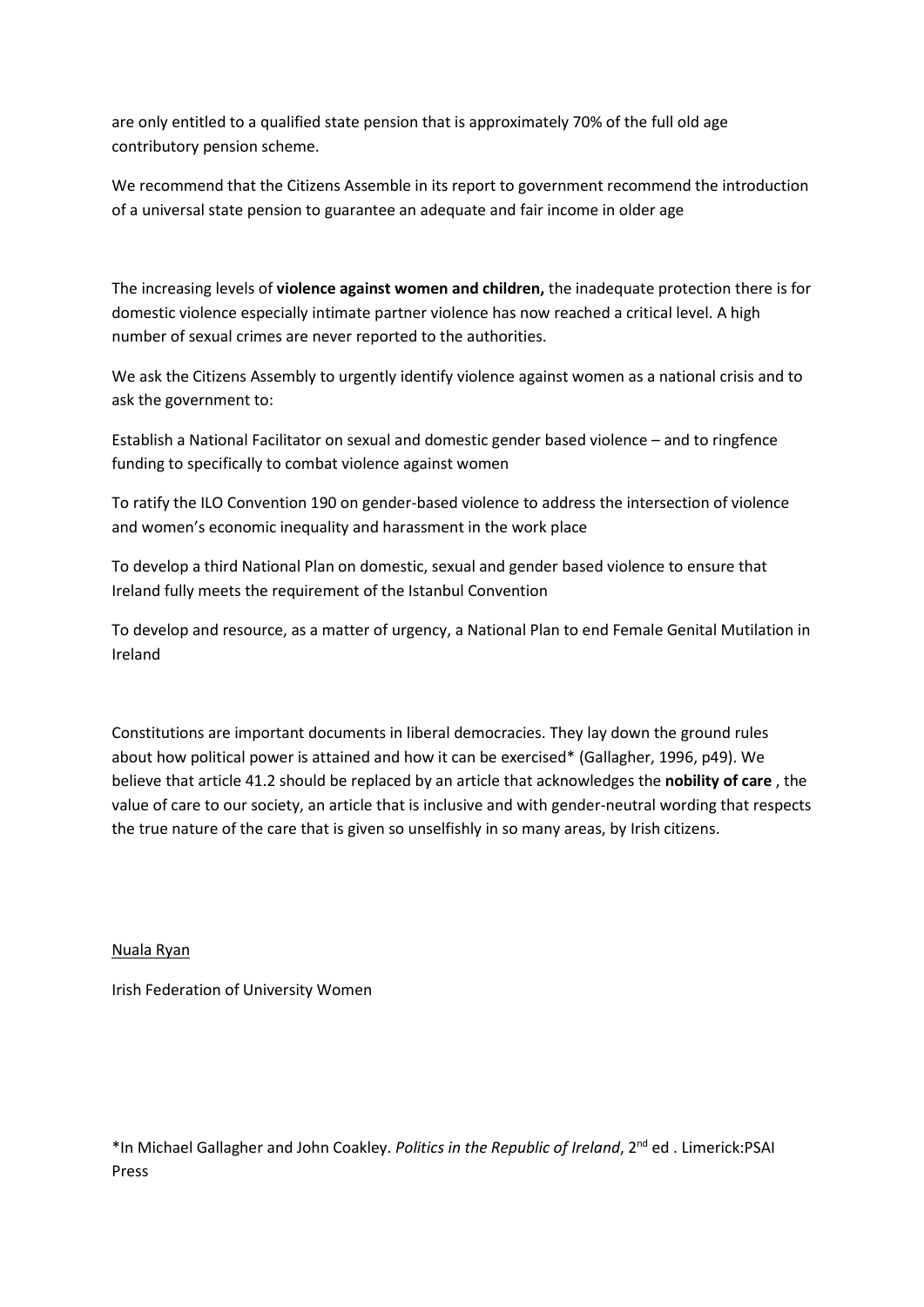are only entitled to a qualified state pension that is approximately 70% of the full old age contributory pension scheme.

We recommend that the Citizens Assemble in its report to government recommend the introduction of a universal state pension to guarantee an adequate and fair income in older age

The increasing levels of **violence against women and children,** the inadequate protection there is for domestic violence especially intimate partner violence has now reached a critical level. A high number of sexual crimes are never reported to the authorities.

We ask the Citizens Assembly to urgently identify violence against women as a national crisis and to ask the government to:

Establish a National Facilitator on sexual and domestic gender based violence – and to ringfence funding to specifically to combat violence against women

To ratify the ILO Convention 190 on gender-based violence to address the intersection of violence and women's economic inequality and harassment in the work place

To develop a third National Plan on domestic, sexual and gender based violence to ensure that Ireland fully meets the requirement of the Istanbul Convention

To develop and resource, as a matter of urgency, a National Plan to end Female Genital Mutilation in Ireland

Constitutions are important documents in liberal democracies. They lay down the ground rules about how political power is attained and how it can be exercised* (Gallagher, 1996, p49). We believe that article 41.2 should be replaced by an article that acknowledges the **nobility of care** , the value of care to our society, an article that is inclusive and with gender-neutral wording that respects the true nature of the care that is given so unselfishly in so many areas, by Irish citizens.

<u>Nuala Ryan</u>

Irish Federation of University Women

*In Michael Gallagher and John Coakley. *Politics in the Republic of Ireland*, 2nd ed . Limerick:PSAI Press